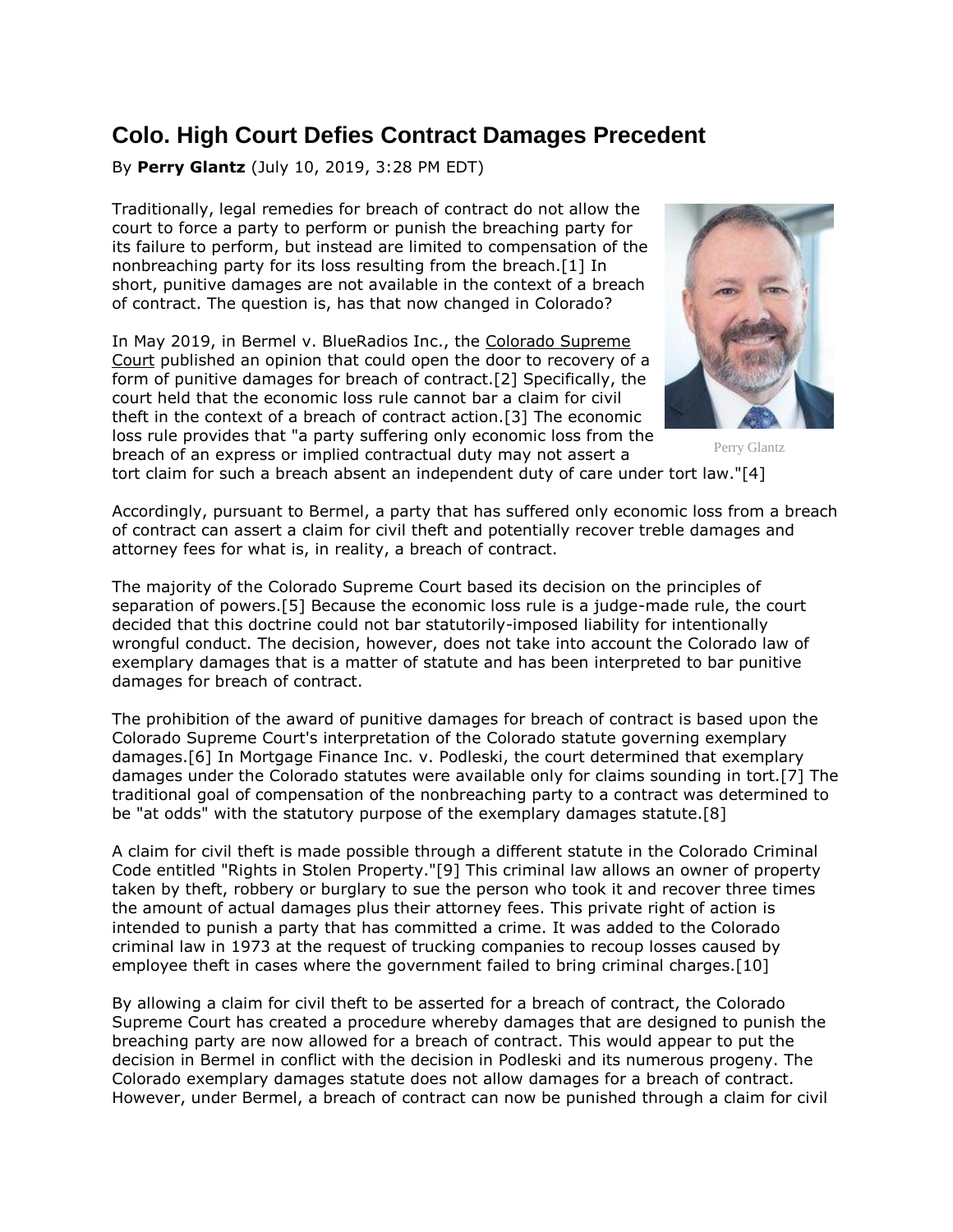# Colo. High Court Defies Contract Damages Precedent

By **Perry Glantz** (July 10, 2019, 3:28 PM EDT)

Traditionally, legal remedies for breach of contract do not allow the court to force a party to perform or punish the breaching party for its failure to perform, but instead are limited to compensation of the nonbreaching party for its loss resulting from the breach.[1] In short, punitive damages are not available in the context of a breach of contract. The question is, has that now changed in Colorado?

Perry Glantz

In May 2019, in Bermel v. BlueRadios Inc., the Colorado Supreme Court published an opinion that could open the door to recovery of a form of punitive damages for breach of contract.[2] Specifically, the court held that the economic loss rule cannot bar a claim for civil theft in the context of a breach of contract action.[3] The economic loss rule provides that "a party suffering only economic loss from the breach of an express or implied contractual duty may not assert a tort claim for such a breach absent an independent duty of care under tort law."[4]

Accordingly, pursuant to Bermel, a party that has suffered only economic loss from a breach of contract can assert a claim for civil theft and potentially recover treble damages and attorney fees for what is, in reality, a breach of contract.

The majority of the Colorado Supreme Court based its decision on the principles of separation of powers.[5] Because the economic loss rule is a judge-made rule, the court decided that this doctrine could not bar statutorily-imposed liability for intentionally wrongful conduct. The decision, however, does not take into account the Colorado law of exemplary damages that is a matter of statute and has been interpreted to bar punitive damages for breach of contract.

The prohibition of the award of punitive damages for breach of contract is based upon the Colorado Supreme Court's interpretation of the Colorado statute governing exemplary damages.[6] In Mortgage Finance Inc. v. Podleski, the court determined that exemplary damages under the Colorado statutes were available only for claims sounding in tort.[7] The traditional goal of compensation of the nonbreaching party to a contract was determined to be "at odds" with the statutory purpose of the exemplary damages statute.[8]

A claim for civil theft is made possible through a different statute in the Colorado Criminal Code entitled "Rights in Stolen Property."[9] This criminal law allows an owner of property taken by theft, robbery or burglary to sue the person who took it and recover three times the amount of actual damages plus their attorney fees. This private right of action is intended to punish a party that has committed a crime. It was added to the Colorado criminal law in 1973 at the request of trucking companies to recoup losses caused by employee theft in cases where the government failed to bring criminal charges.[10]

By allowing a claim for civil theft to be asserted for a breach of contract, the Colorado Supreme Court has created a procedure whereby damages that are designed to punish the breaching party are now allowed for a breach of contract. This would appear to put the decision in Bermel in conflict with the decision in Podleski and its numerous progeny. The Colorado exemplary damages statute does not allow damages for a breach of contract. However, under Bermel, a breach of contract can now be punished through a claim for civil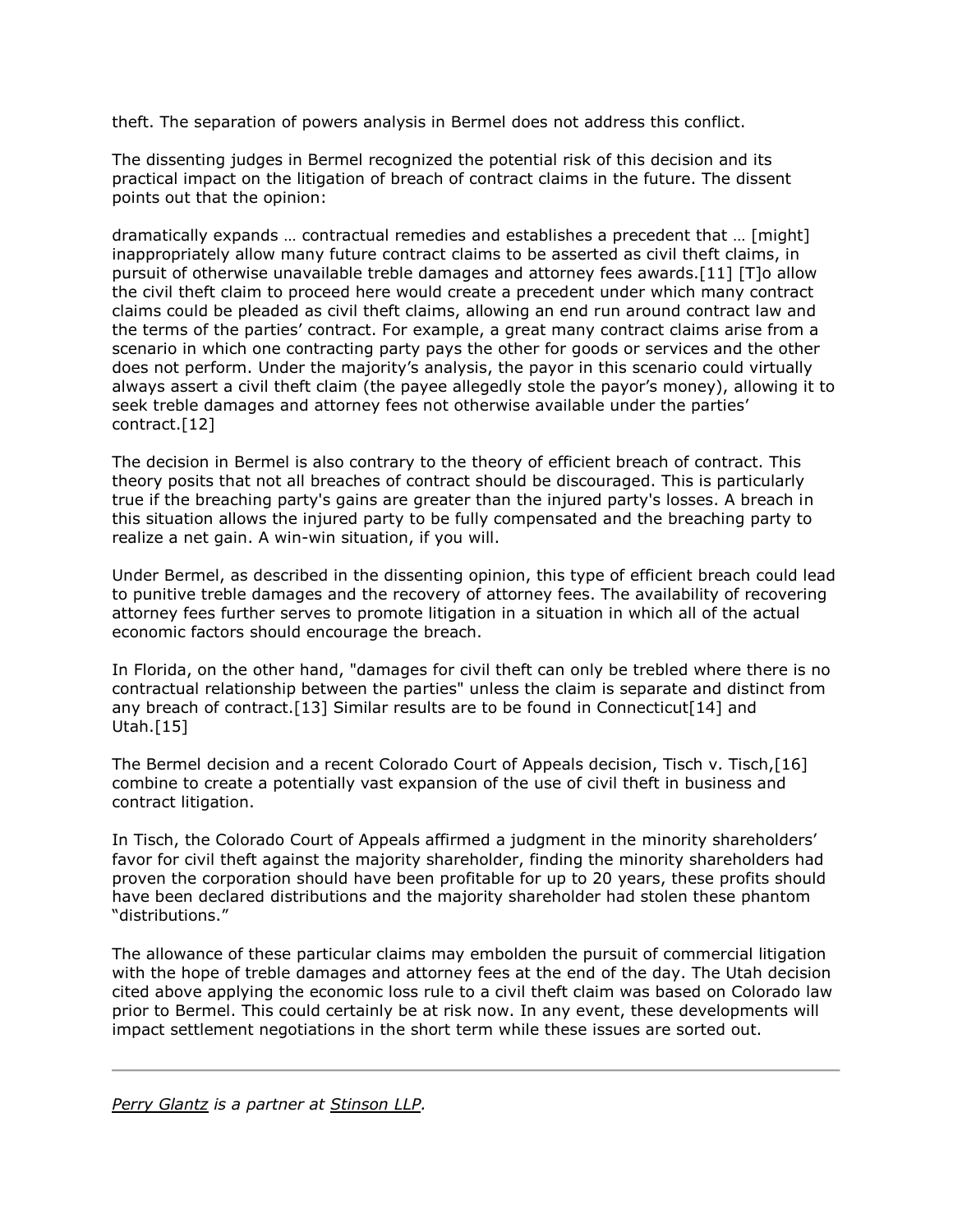theft. The separation of powers analysis in Bermel does not address this conflict.

The dissenting judges in Bermel recognized the potential risk of this decision and its practical impact on the litigation of breach of contract claims in the future. The dissent points out that the opinion:

dramatically expands … contractual remedies and establishes a precedent that … [might] inappropriately allow many future contract claims to be asserted as civil theft claims, in pursuit of otherwise unavailable treble damages and attorney fees awards.[11] [T]o allow the civil theft claim to proceed here would create a precedent under which many contract claims could be pleaded as civil theft claims, allowing an end run around contract law and the terms of the parties' contract. For example, a great many contract claims arise from a scenario in which one contracting party pays the other for goods or services and the other does not perform. Under the majority's analysis, the payor in this scenario could virtually always assert a civil theft claim (the payee allegedly stole the payor's money), allowing it to seek treble damages and attorney fees not otherwise available under the parties' contract.[12]

The decision in Bermel is also contrary to the theory of efficient breach of contract. This theory posits that not all breaches of contract should be discouraged. This is particularly true if the breaching party's gains are greater than the injured party's losses. A breach in this situation allows the injured party to be fully compensated and the breaching party to realize a net gain. A win-win situation, if you will.

Under Bermel, as described in the dissenting opinion, this type of efficient breach could lead to punitive treble damages and the recovery of attorney fees. The availability of recovering attorney fees further serves to promote litigation in a situation in which all of the actual economic factors should encourage the breach.

In Florida, on the other hand, "damages for civil theft can only be trebled where there is no contractual relationship between the parties" unless the claim is separate and distinct from any breach of contract.[13] Similar results are to be found in Connecticut[14] and Utah.[15]

The Bermel decision and a recent Colorado Court of Appeals decision, Tisch v. Tisch,[16] combine to create a potentially vast expansion of the use of civil theft in business and contract litigation.

In Tisch, the Colorado Court of Appeals affirmed a judgment in the minority shareholders' favor for civil theft against the majority shareholder, finding the minority shareholders had proven the corporation should have been profitable for up to 20 years, these profits should have been declared distributions and the majority shareholder had stolen these phantom "distributions."

The allowance of these particular claims may embolden the pursuit of commercial litigation with the hope of treble damages and attorney fees at the end of the day. The Utah decision cited above applying the economic loss rule to a civil theft claim was based on Colorado law prior to Bermel. This could certainly be at risk now. In any event, these developments will impact settlement negotiations in the short term while these issues are sorted out.

---

*Perry Glantz is a partner at Stinson LLP.*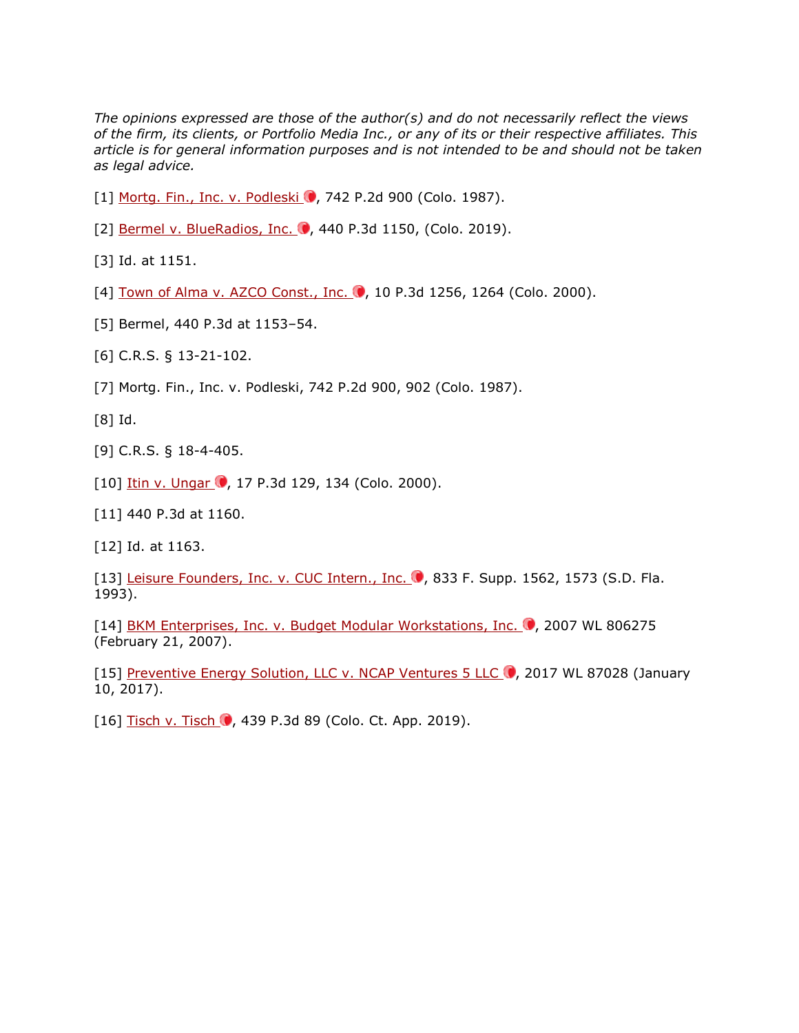*The opinions expressed are those of the author(s) and do not necessarily reflect the views of the firm, its clients, or Portfolio Media Inc., or any of its or their respective affiliates. This article is for general information purposes and is not intended to be and should not be taken as legal advice.*

[1] Mortg. Fin., Inc. v. Podleski, 742 P.2d 900 (Colo. 1987).

[2] Bermel v. BlueRadios, Inc., 440 P.3d 1150, (Colo. 2019).

[3] Id. at 1151.

[4] Town of Alma v. AZCO Const., Inc., 10 P.3d 1256, 1264 (Colo. 2000).

[5] Bermel, 440 P.3d at 1153–54.

[6] C.R.S. § 13-21-102.

[7] Mortg. Fin., Inc. v. Podleski, 742 P.2d 900, 902 (Colo. 1987).

[8] Id.

[9] C.R.S. § 18-4-405.

[10] Itin v. Ungar, 17 P.3d 129, 134 (Colo. 2000).

[11] 440 P.3d at 1160.

[12] Id. at 1163.

[13] Leisure Founders, Inc. v. CUC Intern., Inc., 833 F. Supp. 1562, 1573 (S.D. Fla. 1993).

[14] BKM Enterprises, Inc. v. Budget Modular Workstations, Inc., 2007 WL 806275 (February 21, 2007).

[15] Preventive Energy Solution, LLC v. NCAP Ventures 5 LLC, 2017 WL 87028 (January 10, 2017).

[16] Tisch v. Tisch, 439 P.3d 89 (Colo. Ct. App. 2019).